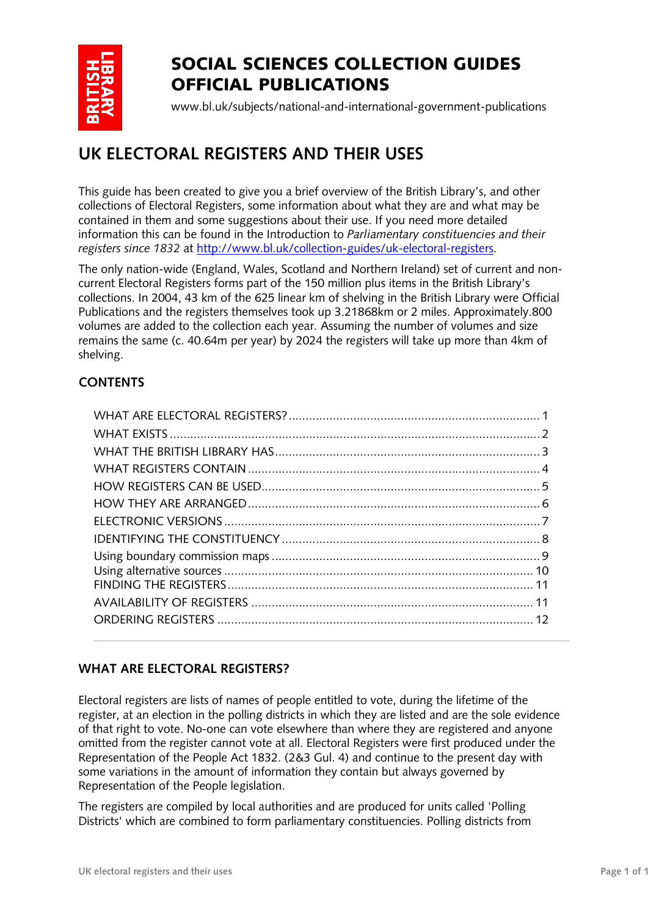# SOCIAL SCIENCES COLLECTION GUIDES
# OFFICIAL PUBLICATIONS

www.bl.uk/subjects/national-and-international-government-publications

## UK ELECTORAL REGISTERS AND THEIR USES

This guide has been created to give you a brief overview of the British Library's, and other collections of Electoral Registers, some information about what they are and what may be contained in them and some suggestions about their use. If you need more detailed information this can be found in the Introduction to *Parliamentary constituencies and their registers since 1832* at http://www.bl.uk/collection-guides/uk-electoral-registers.

The only nation-wide (England, Wales, Scotland and Northern Ireland) set of current and non-current Electoral Registers forms part of the 150 million plus items in the British Library's collections. In 2004, 43 km of the 625 linear km of shelving in the British Library were Official Publications and the registers themselves took up 3.21868km or 2 miles. Approximately.800 volumes are added to the collection each year. Assuming the number of volumes and size remains the same (c. 40.64m per year) by 2024 the registers will take up more than 4km of shelving.

### CONTENTS

- WHAT ARE ELECTORAL REGISTERS? .......... 1
- WHAT EXISTS .......... 2
- WHAT THE BRITISH LIBRARY HAS .......... 3
- WHAT REGISTERS CONTAIN .......... 4
- HOW REGISTERS CAN BE USED .......... 5
- HOW THEY ARE ARRANGED .......... 6
- ELECTRONIC VERSIONS .......... 7
- IDENTIFYING THE CONSTITUENCY .......... 8
- Using boundary commission maps .......... 9
- Using alternative sources .......... 10
- FINDING THE REGISTERS .......... 11
- AVAILABILITY OF REGISTERS .......... 11
- ORDERING REGISTERS .......... 12

### WHAT ARE ELECTORAL REGISTERS?

Electoral registers are lists of names of people entitled to vote, during the lifetime of the register, at an election in the polling districts in which they are listed and are the sole evidence of that right to vote. No-one can vote elsewhere than where they are registered and anyone omitted from the register cannot vote at all. Electoral Registers were first produced under the Representation of the People Act 1832. (2&3 Gul. 4) and continue to the present day with some variations in the amount of information they contain but always governed by Representation of the People legislation.

The registers are compiled by local authorities and are produced for units called 'Polling Districts' which are combined to form parliamentary constituencies. Polling districts from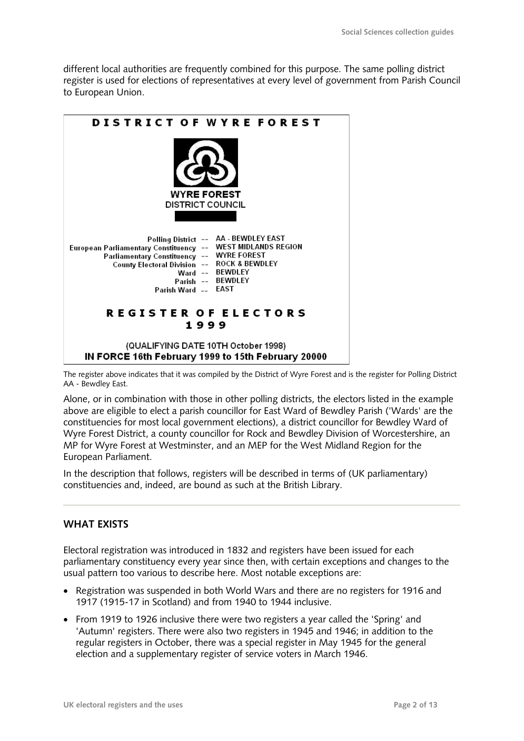different local authorities are frequently combined for this purpose. The same polling district register is used for elections of representatives at every level of government from Parish Council to European Union.

**DISTRICT OF WYRE FOREST**

**WYRE FOREST**
DISTRICT COUNCIL

Polling District -- AA - BEWDLEY EAST
European Parliamentary Constituency -- WEST MIDLANDS REGION
Parliamentary Constituency -- WYRE FOREST
County Electoral Division -- ROCK & BEWDLEY
Ward -- BEWDLEY
Parish -- BEWDLEY
Parish Ward -- EAST

**REGISTER OF ELECTORS**
**1999**

(QUALIFYING DATE 10TH October 1998)
**IN FORCE 16th February 1999 to 15th February 20000**

The register above indicates that it was compiled by the District of Wyre Forest and is the register for Polling District AA - Bewdley East.

Alone, or in combination with those in other polling districts, the electors listed in the example above are eligible to elect a parish councillor for East Ward of Bewdley Parish ('Wards' are the constituencies for most local government elections), a district councillor for Bewdley Ward of Wyre Forest District, a county councillor for Rock and Bewdley Division of Worcestershire, an MP for Wyre Forest at Westminster, and an MEP for the West Midland Region for the European Parliament.

In the description that follows, registers will be described in terms of (UK parliamentary) constituencies and, indeed, are bound as such at the British Library.

## WHAT EXISTS

Electoral registration was introduced in 1832 and registers have been issued for each parliamentary constituency every year since then, with certain exceptions and changes to the usual pattern too various to describe here. Most notable exceptions are:

- Registration was suspended in both World Wars and there are no registers for 1916 and 1917 (1915-17 in Scotland) and from 1940 to 1944 inclusive.
- From 1919 to 1926 inclusive there were two registers a year called the 'Spring' and 'Autumn' registers. There were also two registers in 1945 and 1946; in addition to the regular registers in October, there was a special register in May 1945 for the general election and a supplementary register of service voters in March 1946.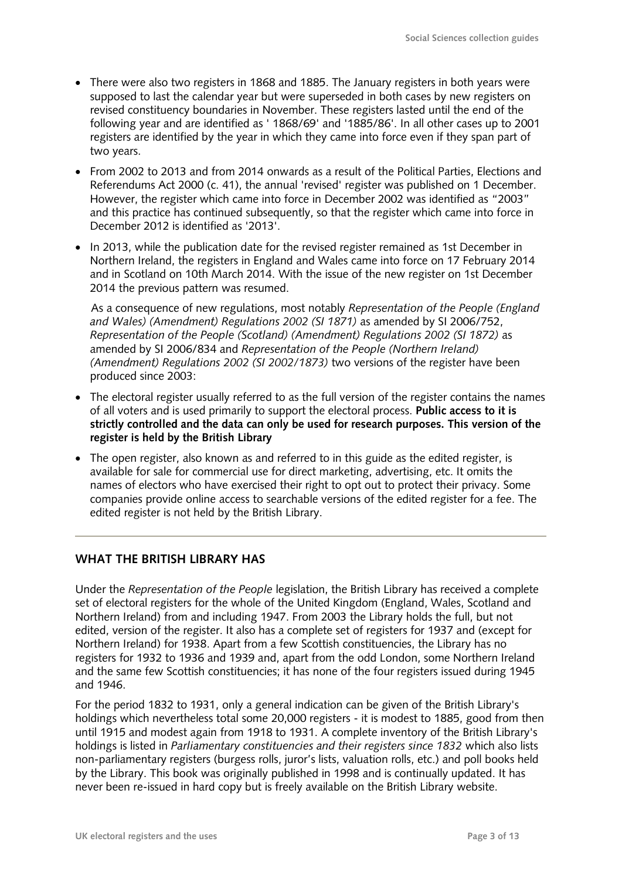- There were also two registers in 1868 and 1885. The January registers in both years were supposed to last the calendar year but were superseded in both cases by new registers on revised constituency boundaries in November. These registers lasted until the end of the following year and are identified as ' 1868/69' and '1885/86'. In all other cases up to 2001 registers are identified by the year in which they came into force even if they span part of two years.
- From 2002 to 2013 and from 2014 onwards as a result of the Political Parties, Elections and Referendums Act 2000 (c. 41), the annual 'revised' register was published on 1 December. However, the register which came into force in December 2002 was identified as "2003" and this practice has continued subsequently, so that the register which came into force in December 2012 is identified as '2013'.
- In 2013, while the publication date for the revised register remained as 1st December in Northern Ireland, the registers in England and Wales came into force on 17 February 2014 and in Scotland on 10th March 2014. With the issue of the new register on 1st December 2014 the previous pattern was resumed.

  As a consequence of new regulations, most notably *Representation of the People (England and Wales) (Amendment) Regulations 2002 (SI 1871)* as amended by SI 2006/752, *Representation of the People (Scotland) (Amendment) Regulations 2002 (SI 1872)* as amended by SI 2006/834 and *Representation of the People (Northern Ireland) (Amendment) Regulations 2002 (SI 2002/1873)* two versions of the register have been produced since 2003:

- The electoral register usually referred to as the full version of the register contains the names of all voters and is used primarily to support the electoral process. **Public access to it is strictly controlled and the data can only be used for research purposes. This version of the register is held by the British Library**
- The open register, also known as and referred to in this guide as the edited register, is available for sale for commercial use for direct marketing, advertising, etc. It omits the names of electors who have exercised their right to opt out to protect their privacy. Some companies provide online access to searchable versions of the edited register for a fee. The edited register is not held by the British Library.

## WHAT THE BRITISH LIBRARY HAS

Under the *Representation of the People* legislation, the British Library has received a complete set of electoral registers for the whole of the United Kingdom (England, Wales, Scotland and Northern Ireland) from and including 1947. From 2003 the Library holds the full, but not edited, version of the register. It also has a complete set of registers for 1937 and (except for Northern Ireland) for 1938. Apart from a few Scottish constituencies, the Library has no registers for 1932 to 1936 and 1939 and, apart from the odd London, some Northern Ireland and the same few Scottish constituencies; it has none of the four registers issued during 1945 and 1946.

For the period 1832 to 1931, only a general indication can be given of the British Library's holdings which nevertheless total some 20,000 registers - it is modest to 1885, good from then until 1915 and modest again from 1918 to 1931. A complete inventory of the British Library's holdings is listed in *Parliamentary constituencies and their registers since 1832* which also lists non-parliamentary registers (burgess rolls, juror's lists, valuation rolls, etc.) and poll books held by the Library. This book was originally published in 1998 and is continually updated. It has never been re-issued in hard copy but is freely available on the British Library website.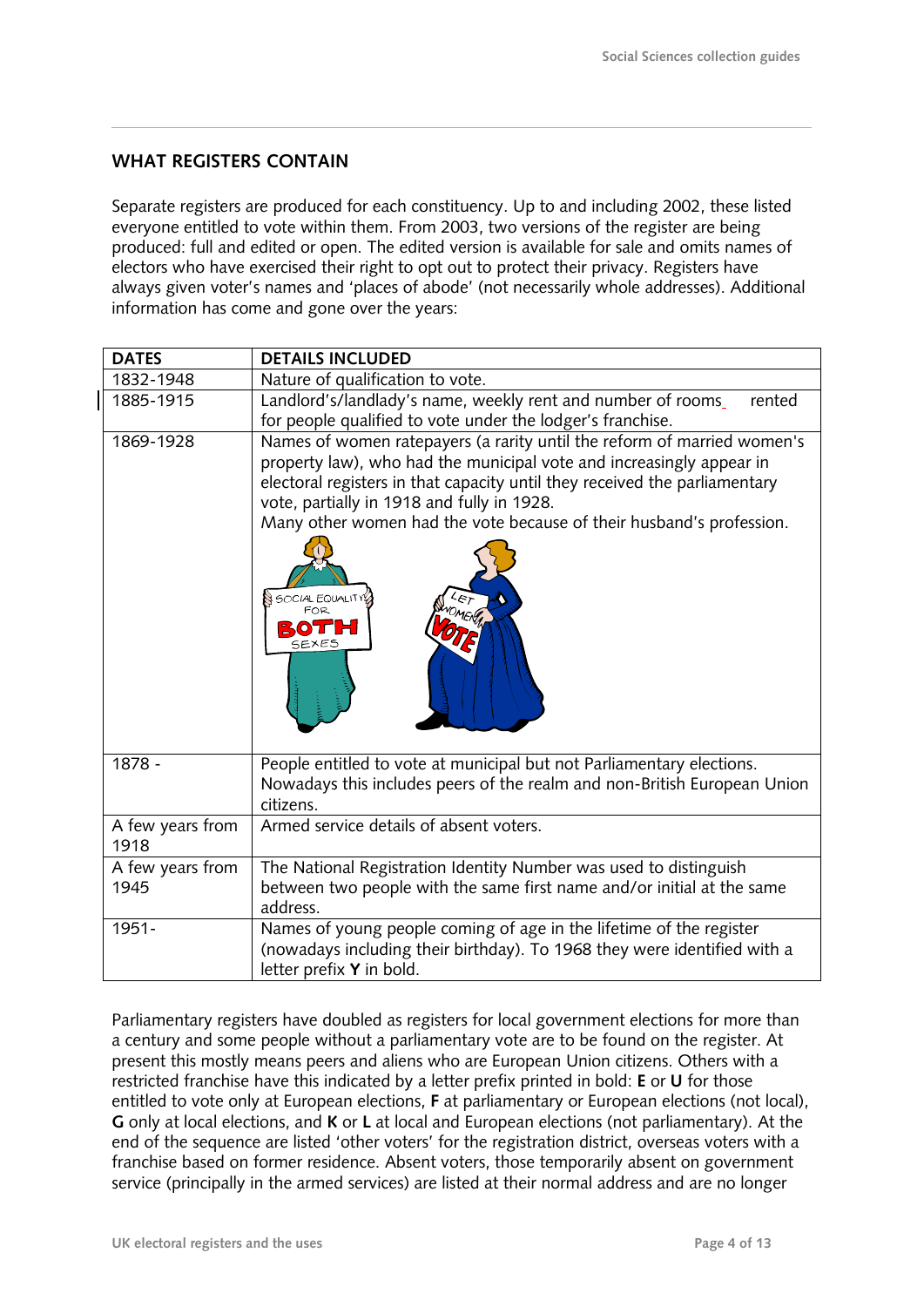## WHAT REGISTERS CONTAIN

Separate registers are produced for each constituency. Up to and including 2002, these listed everyone entitled to vote within them. From 2003, two versions of the register are being produced: full and edited or open. The edited version is available for sale and omits names of electors who have exercised their right to opt out to protect their privacy. Registers have always given voter's names and 'places of abode' (not necessarily whole addresses). Additional information has come and gone over the years:

| DATES | DETAILS INCLUDED |
| --- | --- |
| 1832-1948 | Nature of qualification to vote. |
| 1885-1915 | Landlord's/landlady's name, weekly rent and number of rooms rented for people qualified to vote under the lodger's franchise. |
| 1869-1928 | Names of women ratepayers (a rarity until the reform of married women's property law), who had the municipal vote and increasingly appear in electoral registers in that capacity until they received the parliamentary vote, partially in 1918 and fully in 1928. Many other women had the vote because of their husband's profession. |
| 1878 - | People entitled to vote at municipal but not Parliamentary elections. Nowadays this includes peers of the realm and non-British European Union citizens. |
| A few years from 1918 | Armed service details of absent voters. |
| A few years from 1945 | The National Registration Identity Number was used to distinguish between two people with the same first name and/or initial at the same address. |
| 1951- | Names of young people coming of age in the lifetime of the register (nowadays including their birthday). To 1968 they were identified with a letter prefix **Y** in bold. |

Parliamentary registers have doubled as registers for local government elections for more than a century and some people without a parliamentary vote are to be found on the register. At present this mostly means peers and aliens who are European Union citizens. Others with a restricted franchise have this indicated by a letter prefix printed in bold: **E** or **U** for those entitled to vote only at European elections, **F** at parliamentary or European elections (not local), **G** only at local elections, and **K** or **L** at local and European elections (not parliamentary). At the end of the sequence are listed 'other voters' for the registration district, overseas voters with a franchise based on former residence. Absent voters, those temporarily absent on government service (principally in the armed services) are listed at their normal address and are no longer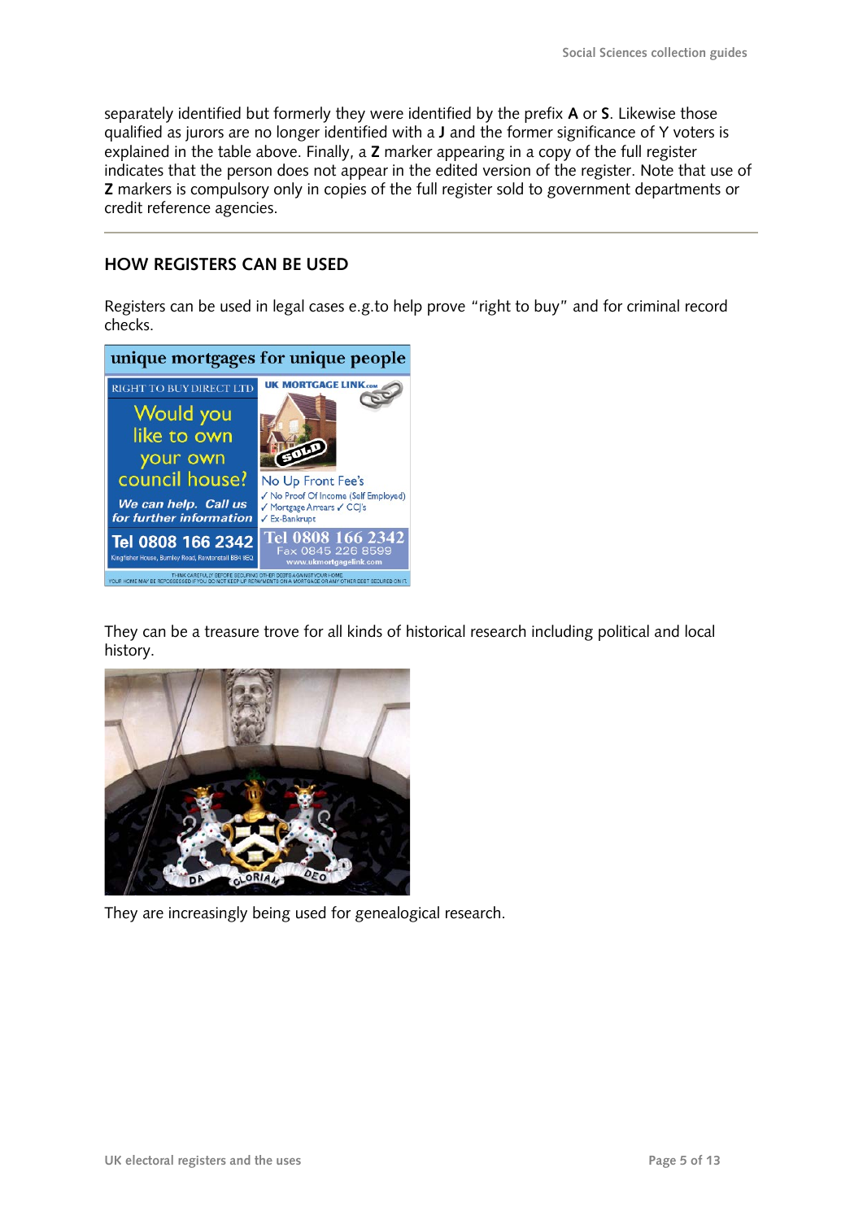separately identified but formerly they were identified by the prefix **A** or **S**. Likewise those qualified as jurors are no longer identified with a **J** and the former significance of Y voters is explained in the table above. Finally, a **Z** marker appearing in a copy of the full register indicates that the person does not appear in the edited version of the register. Note that use of **Z** markers is compulsory only in copies of the full register sold to government departments or credit reference agencies.

---

## HOW REGISTERS CAN BE USED

Registers can be used in legal cases e.g.to help prove "right to buy" and for criminal record checks.

They can be a treasure trove for all kinds of historical research including political and local history.

They are increasingly being used for genealogical research.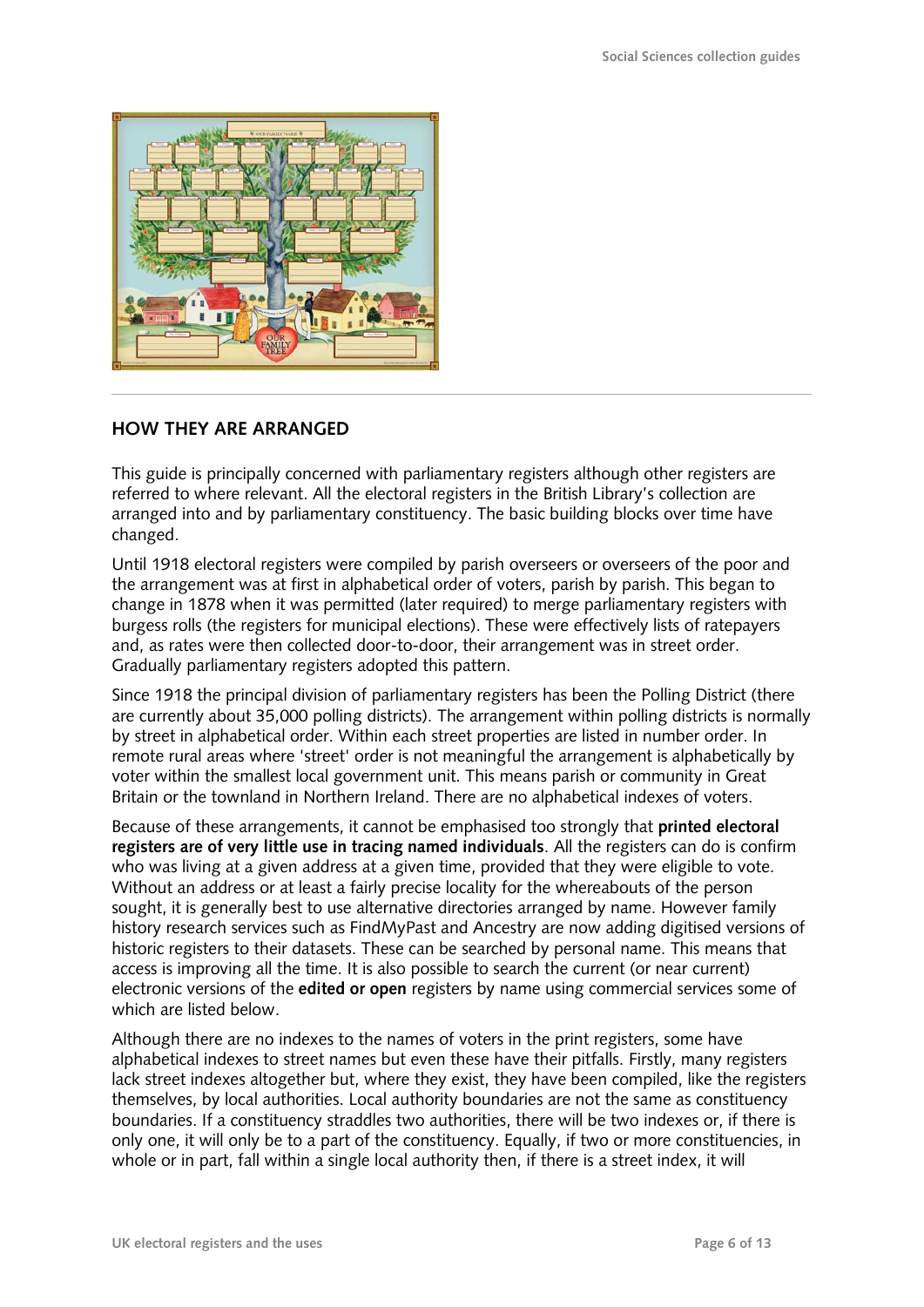## HOW THEY ARE ARRANGED

This guide is principally concerned with parliamentary registers although other registers are referred to where relevant. All the electoral registers in the British Library's collection are arranged into and by parliamentary constituency. The basic building blocks over time have changed.

Until 1918 electoral registers were compiled by parish overseers or overseers of the poor and the arrangement was at first in alphabetical order of voters, parish by parish. This began to change in 1878 when it was permitted (later required) to merge parliamentary registers with burgess rolls (the registers for municipal elections). These were effectively lists of ratepayers and, as rates were then collected door-to-door, their arrangement was in street order. Gradually parliamentary registers adopted this pattern.

Since 1918 the principal division of parliamentary registers has been the Polling District (there are currently about 35,000 polling districts). The arrangement within polling districts is normally by street in alphabetical order. Within each street properties are listed in number order. In remote rural areas where 'street' order is not meaningful the arrangement is alphabetically by voter within the smallest local government unit. This means parish or community in Great Britain or the townland in Northern Ireland. There are no alphabetical indexes of voters.

Because of these arrangements, it cannot be emphasised too strongly that **printed electoral registers are of very little use in tracing named individuals**. All the registers can do is confirm who was living at a given address at a given time, provided that they were eligible to vote. Without an address or at least a fairly precise locality for the whereabouts of the person sought, it is generally best to use alternative directories arranged by name. However family history research services such as FindMyPast and Ancestry are now adding digitised versions of historic registers to their datasets. These can be searched by personal name. This means that access is improving all the time. It is also possible to search the current (or near current) electronic versions of the **edited or open** registers by name using commercial services some of which are listed below.

Although there are no indexes to the names of voters in the print registers, some have alphabetical indexes to street names but even these have their pitfalls. Firstly, many registers lack street indexes altogether but, where they exist, they have been compiled, like the registers themselves, by local authorities. Local authority boundaries are not the same as constituency boundaries. If a constituency straddles two authorities, there will be two indexes or, if there is only one, it will only be to a part of the constituency. Equally, if two or more constituencies, in whole or in part, fall within a single local authority then, if there is a street index, it will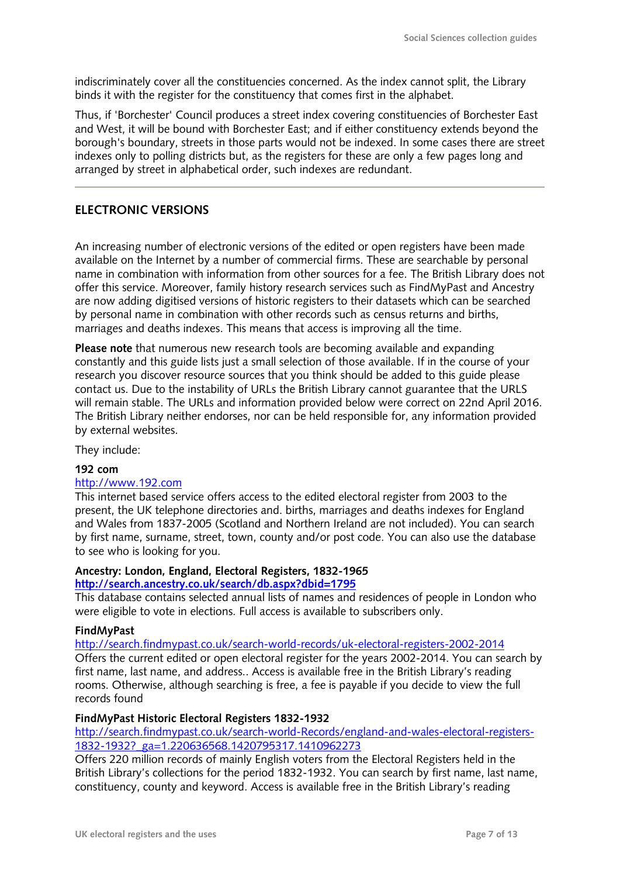indiscriminately cover all the constituencies concerned. As the index cannot split, the Library binds it with the register for the constituency that comes first in the alphabet.

Thus, if 'Borchester' Council produces a street index covering constituencies of Borchester East and West, it will be bound with Borchester East; and if either constituency extends beyond the borough's boundary, streets in those parts would not be indexed. In some cases there are street indexes only to polling districts but, as the registers for these are only a few pages long and arranged by street in alphabetical order, such indexes are redundant.

## ELECTRONIC VERSIONS

An increasing number of electronic versions of the edited or open registers have been made available on the Internet by a number of commercial firms. These are searchable by personal name in combination with information from other sources for a fee. The British Library does not offer this service. Moreover, family history research services such as FindMyPast and Ancestry are now adding digitised versions of historic registers to their datasets which can be searched by personal name in combination with other records such as census returns and births, marriages and deaths indexes. This means that access is improving all the time.

**Please note** that numerous new research tools are becoming available and expanding constantly and this guide lists just a small selection of those available. If in the course of your research you discover resource sources that you think should be added to this guide please contact us. Due to the instability of URLs the British Library cannot guarantee that the URLS will remain stable. The URLs and information provided below were correct on 22nd April 2016. The British Library neither endorses, nor can be held responsible for, any information provided by external websites.

They include:

**192 com**
http://www.192.com
This internet based service offers access to the edited electoral register from 2003 to the present, the UK telephone directories and. births, marriages and deaths indexes for England and Wales from 1837-2005 (Scotland and Northern Ireland are not included). You can search by first name, surname, street, town, county and/or post code. You can also use the database to see who is looking for you.

**Ancestry: London, England, Electoral Registers, 1832-1965**
**http://search.ancestry.co.uk/search/db.aspx?dbid=1795**
This database contains selected annual lists of names and residences of people in London who were eligible to vote in elections. Full access is available to subscribers only.

**FindMyPast**
http://search.findmypast.co.uk/search-world-records/uk-electoral-registers-2002-2014
Offers the current edited or open electoral register for the years 2002-2014. You can search by first name, last name, and address.. Access is available free in the British Library's reading rooms. Otherwise, although searching is free, a fee is payable if you decide to view the full records found

**FindMyPast Historic Electoral Registers 1832-1932**
http://search.findmypast.co.uk/search-world-Records/england-and-wales-electoral-registers-1832-1932?_ga=1.220636568.1420795317.1410962273
Offers 220 million records of mainly English voters from the Electoral Registers held in the British Library's collections for the period 1832-1932. You can search by first name, last name, constituency, county and keyword. Access is available free in the British Library's reading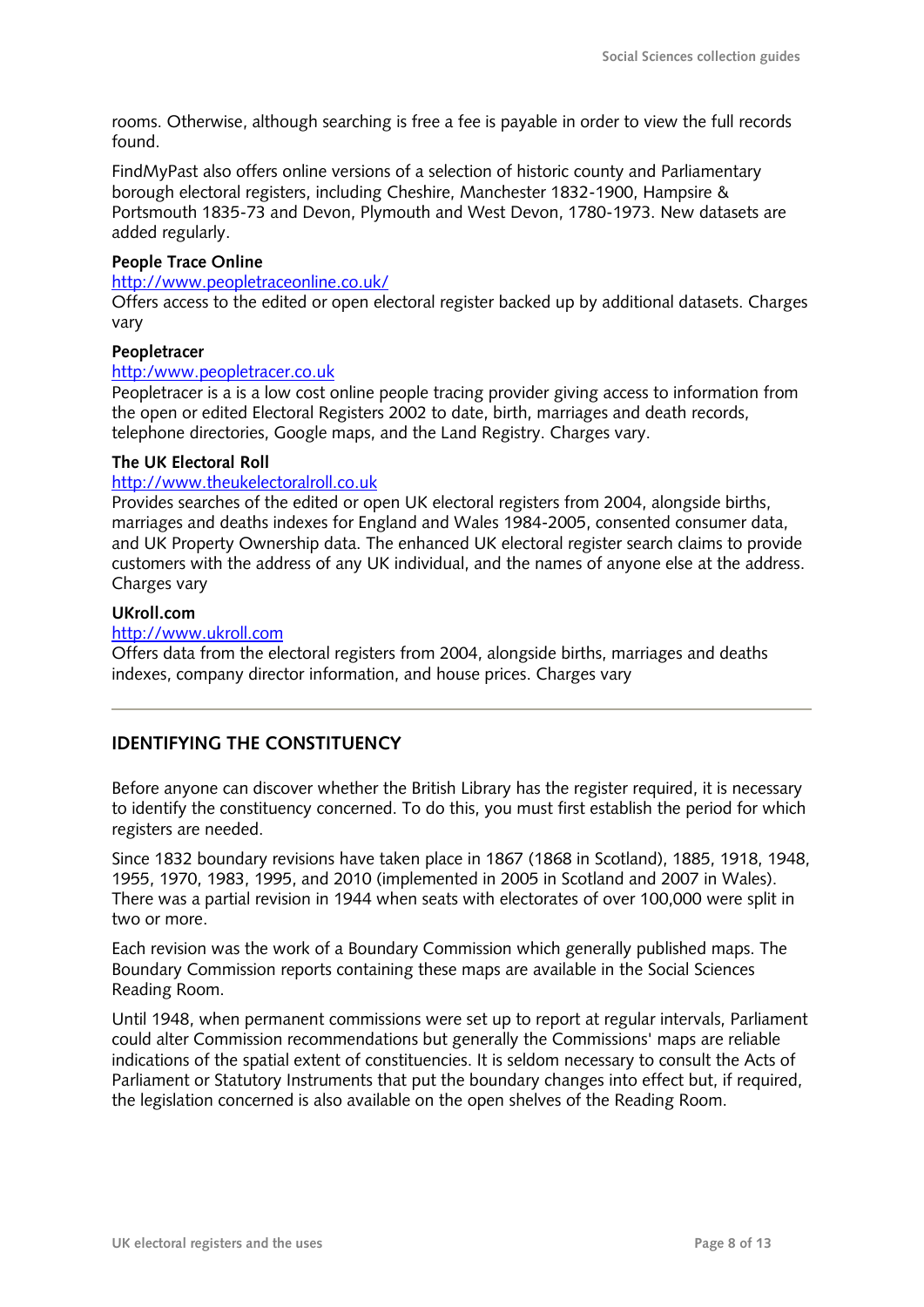rooms. Otherwise, although searching is free a fee is payable in order to view the full records found.

FindMyPast also offers online versions of a selection of historic county and Parliamentary borough electoral registers, including Cheshire, Manchester 1832-1900, Hampsire & Portsmouth 1835-73 and Devon, Plymouth and West Devon, 1780-1973. New datasets are added regularly.

**People Trace Online**
[http://www.peopletraceonline.co.uk/](http://www.peopletraceonline.co.uk/)
Offers access to the edited or open electoral register backed up by additional datasets. Charges vary

**Peopletracer**
[http:/www.peopletracer.co.uk](http:/www.peopletracer.co.uk)
Peopletracer is a is a low cost online people tracing provider giving access to information from the open or edited Electoral Registers 2002 to date, birth, marriages and death records, telephone directories, Google maps, and the Land Registry. Charges vary.

**The UK Electoral Roll**
[http://www.theukelectoralroll.co.uk](http://www.theukelectoralroll.co.uk)
Provides searches of the edited or open UK electoral registers from 2004, alongside births, marriages and deaths indexes for England and Wales 1984-2005, consented consumer data, and UK Property Ownership data. The enhanced UK electoral register search claims to provide customers with the address of any UK individual, and the names of anyone else at the address. Charges vary

**UKroll.com**
[http://www.ukroll.com](http://www.ukroll.com)
Offers data from the electoral registers from 2004, alongside births, marriages and deaths indexes, company director information, and house prices. Charges vary

---

## IDENTIFYING THE CONSTITUENCY

Before anyone can discover whether the British Library has the register required, it is necessary to identify the constituency concerned. To do this, you must first establish the period for which registers are needed.

Since 1832 boundary revisions have taken place in 1867 (1868 in Scotland), 1885, 1918, 1948, 1955, 1970, 1983, 1995, and 2010 (implemented in 2005 in Scotland and 2007 in Wales). There was a partial revision in 1944 when seats with electorates of over 100,000 were split in two or more.

Each revision was the work of a Boundary Commission which generally published maps. The Boundary Commission reports containing these maps are available in the Social Sciences Reading Room.

Until 1948, when permanent commissions were set up to report at regular intervals, Parliament could alter Commission recommendations but generally the Commissions' maps are reliable indications of the spatial extent of constituencies. It is seldom necessary to consult the Acts of Parliament or Statutory Instruments that put the boundary changes into effect but, if required, the legislation concerned is also available on the open shelves of the Reading Room.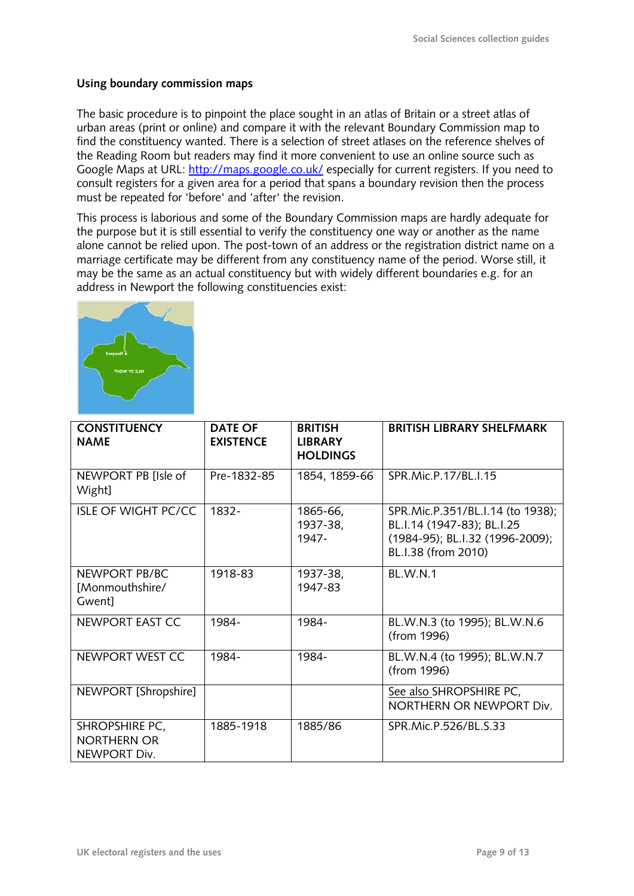### Using boundary commission maps

The basic procedure is to pinpoint the place sought in an atlas of Britain or a street atlas of urban areas (print or online) and compare it with the relevant Boundary Commission map to find the constituency wanted. There is a selection of street atlases on the reference shelves of the Reading Room but readers may find it more convenient to use an online source such as Google Maps at URL: [http://maps.google.co.uk/](http://maps.google.co.uk/) especially for current registers. If you need to consult registers for a given area for a period that spans a boundary revision then the process must be repeated for 'before' and 'after' the revision.

This process is laborious and some of the Boundary Commission maps are hardly adequate for the purpose but it is still essential to verify the constituency one way or another as the name alone cannot be relied upon. The post-town of an address or the registration district name on a marriage certificate may be different from any constituency name of the period. Worse still, it may be the same as an actual constituency but with widely different boundaries e.g. for an address in Newport the following constituencies exist:

| CONSTITUENCY NAME | DATE OF EXISTENCE | BRITISH LIBRARY HOLDINGS | BRITISH LIBRARY SHELFMARK |
|---|---|---|---|
| NEWPORT PB [Isle of Wight] | Pre-1832-85 | 1854, 1859-66 | SPR.Mic.P.17/BL.I.15 |
| ISLE OF WIGHT PC/CC | 1832- | 1865-66, 1937-38, 1947- | SPR.Mic.P.351/BL.I.14 (to 1938); BL.I.14 (1947-83); BL.I.25 (1984-95); BL.I.32 (1996-2009); BL.I.38 (from 2010) |
| NEWPORT PB/BC [Monmouthshire/ Gwent] | 1918-83 | 1937-38, 1947-83 | BL.W.N.1 |
| NEWPORT EAST CC | 1984- | 1984- | BL.W.N.3 (to 1995); BL.W.N.6 (from 1996) |
| NEWPORT WEST CC | 1984- | 1984- | BL.W.N.4 (to 1995); BL.W.N.7 (from 1996) |
| NEWPORT [Shropshire] | | | See also SHROPSHIRE PC, NORTHERN OR NEWPORT Div. |
| SHROPSHIRE PC, NORTHERN OR NEWPORT Div. | 1885-1918 | 1885/86 | SPR.Mic.P.526/BL.S.33 |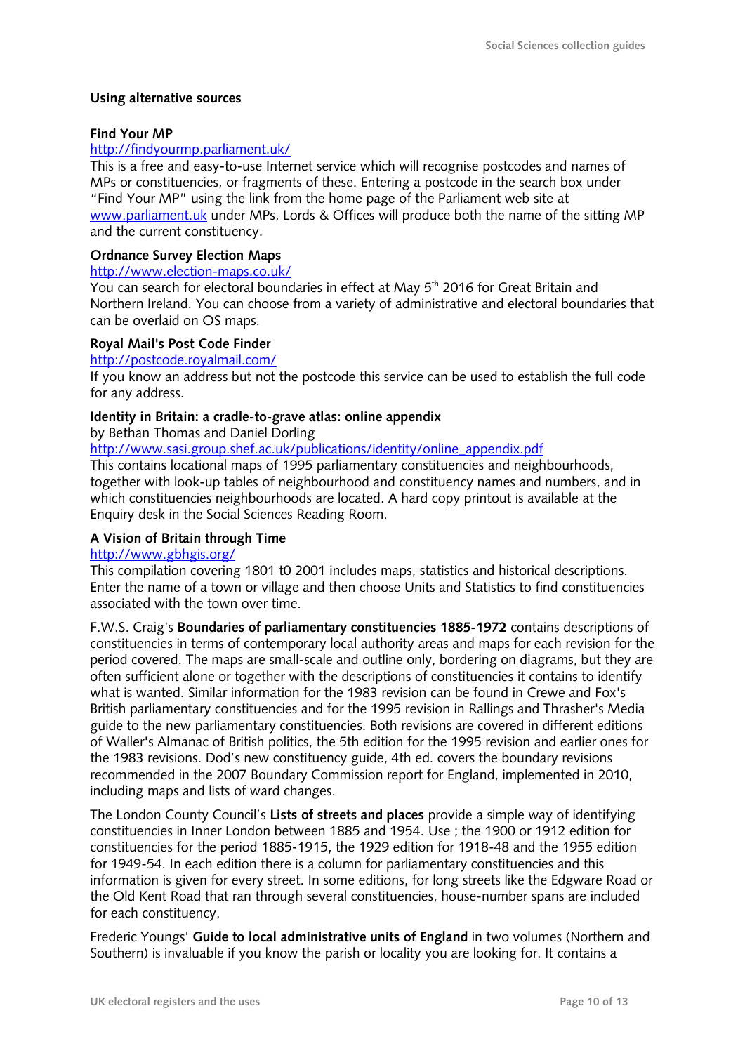## Using alternative sources

**Find Your MP**
http://findyourmp.parliament.uk/
This is a free and easy-to-use Internet service which will recognise postcodes and names of MPs or constituencies, or fragments of these. Entering a postcode in the search box under "Find Your MP" using the link from the home page of the Parliament web site at www.parliament.uk under MPs, Lords & Offices will produce both the name of the sitting MP and the current constituency.

**Ordnance Survey Election Maps**
http://www.election-maps.co.uk/
You can search for electoral boundaries in effect at May 5th 2016 for Great Britain and Northern Ireland. You can choose from a variety of administrative and electoral boundaries that can be overlaid on OS maps.

**Royal Mail's Post Code Finder**
http://postcode.royalmail.com/
If you know an address but not the postcode this service can be used to establish the full code for any address.

**Identity in Britain: a cradle-to-grave atlas: online appendix**
by Bethan Thomas and Daniel Dorling
http://www.sasi.group.shef.ac.uk/publications/identity/online_appendix.pdf
This contains locational maps of 1995 parliamentary constituencies and neighbourhoods, together with look-up tables of neighbourhood and constituency names and numbers, and in which constituencies neighbourhoods are located. A hard copy printout is available at the Enquiry desk in the Social Sciences Reading Room.

**A Vision of Britain through Time**
http://www.gbhgis.org/
This compilation covering 1801 t0 2001 includes maps, statistics and historical descriptions. Enter the name of a town or village and then choose Units and Statistics to find constituencies associated with the town over time.

F.W.S. Craig's **Boundaries of parliamentary constituencies 1885-1972** contains descriptions of constituencies in terms of contemporary local authority areas and maps for each revision for the period covered. The maps are small-scale and outline only, bordering on diagrams, but they are often sufficient alone or together with the descriptions of constituencies it contains to identify what is wanted. Similar information for the 1983 revision can be found in Crewe and Fox's British parliamentary constituencies and for the 1995 revision in Rallings and Thrasher's Media guide to the new parliamentary constituencies. Both revisions are covered in different editions of Waller's Almanac of British politics, the 5th edition for the 1995 revision and earlier ones for the 1983 revisions. Dod's new constituency guide, 4th ed. covers the boundary revisions recommended in the 2007 Boundary Commission report for England, implemented in 2010, including maps and lists of ward changes.

The London County Council's **Lists of streets and places** provide a simple way of identifying constituencies in Inner London between 1885 and 1954. Use ; the 1900 or 1912 edition for constituencies for the period 1885-1915, the 1929 edition for 1918-48 and the 1955 edition for 1949-54. In each edition there is a column for parliamentary constituencies and this information is given for every street. In some editions, for long streets like the Edgware Road or the Old Kent Road that ran through several constituencies, house-number spans are included for each constituency.

Frederic Youngs' **Guide to local administrative units of England** in two volumes (Northern and Southern) is invaluable if you know the parish or locality you are looking for. It contains a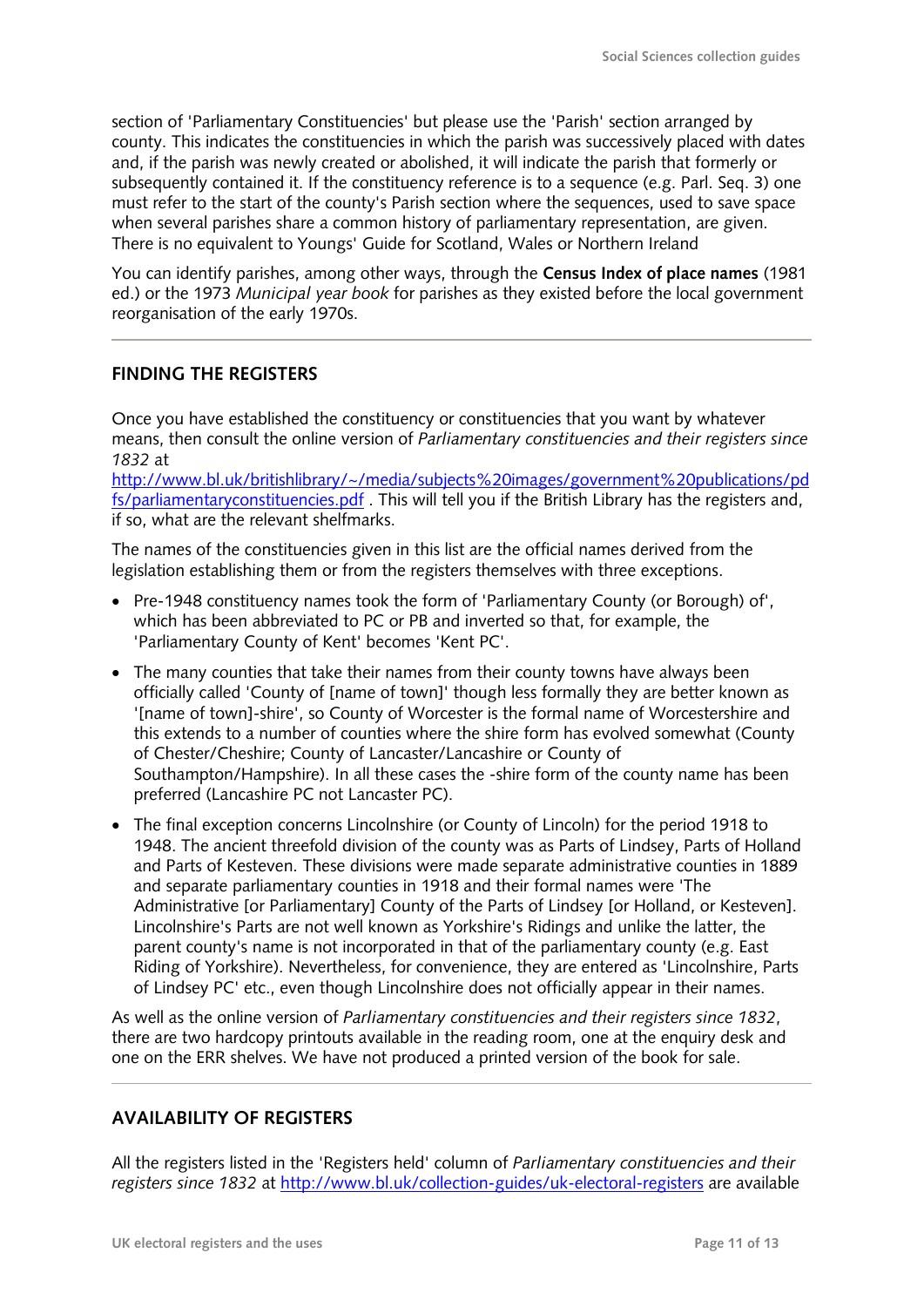section of 'Parliamentary Constituencies' but please use the 'Parish' section arranged by county. This indicates the constituencies in which the parish was successively placed with dates and, if the parish was newly created or abolished, it will indicate the parish that formerly or subsequently contained it. If the constituency reference is to a sequence (e.g. Parl. Seq. 3) one must refer to the start of the county's Parish section where the sequences, used to save space when several parishes share a common history of parliamentary representation, are given. There is no equivalent to Youngs' Guide for Scotland, Wales or Northern Ireland

You can identify parishes, among other ways, through the **Census Index of place names** (1981 ed.) or the 1973 *Municipal year book* for parishes as they existed before the local government reorganisation of the early 1970s.

---

## FINDING THE REGISTERS

Once you have established the constituency or constituencies that you want by whatever means, then consult the online version of *Parliamentary constituencies and their registers since 1832* at [http://www.bl.uk/britishlibrary/~/media/subjects%20images/government%20publications/pdfs/parliamentaryconstituencies.pdf](http://www.bl.uk/britishlibrary/~/media/subjects%20images/government%20publications/pdfs/parliamentaryconstituencies.pdf) . This will tell you if the British Library has the registers and, if so, what are the relevant shelfmarks.

The names of the constituencies given in this list are the official names derived from the legislation establishing them or from the registers themselves with three exceptions.

- Pre-1948 constituency names took the form of 'Parliamentary County (or Borough) of', which has been abbreviated to PC or PB and inverted so that, for example, the 'Parliamentary County of Kent' becomes 'Kent PC'.
- The many counties that take their names from their county towns have always been officially called 'County of [name of town]' though less formally they are better known as '[name of town]-shire', so County of Worcester is the formal name of Worcestershire and this extends to a number of counties where the shire form has evolved somewhat (County of Chester/Cheshire; County of Lancaster/Lancashire or County of Southampton/Hampshire). In all these cases the -shire form of the county name has been preferred (Lancashire PC not Lancaster PC).
- The final exception concerns Lincolnshire (or County of Lincoln) for the period 1918 to 1948. The ancient threefold division of the county was as Parts of Lindsey, Parts of Holland and Parts of Kesteven. These divisions were made separate administrative counties in 1889 and separate parliamentary counties in 1918 and their formal names were 'The Administrative [or Parliamentary] County of the Parts of Lindsey [or Holland, or Kesteven]. Lincolnshire's Parts are not well known as Yorkshire's Ridings and unlike the latter, the parent county's name is not incorporated in that of the parliamentary county (e.g. East Riding of Yorkshire). Nevertheless, for convenience, they are entered as 'Lincolnshire, Parts of Lindsey PC' etc., even though Lincolnshire does not officially appear in their names.

As well as the online version of *Parliamentary constituencies and their registers since 1832*, there are two hardcopy printouts available in the reading room, one at the enquiry desk and one on the ERR shelves. We have not produced a printed version of the book for sale.

---

## AVAILABILITY OF REGISTERS

All the registers listed in the 'Registers held' column of *Parliamentary constituencies and their registers since 1832* at [http://www.bl.uk/collection-guides/uk-electoral-registers](http://www.bl.uk/collection-guides/uk-electoral-registers) are available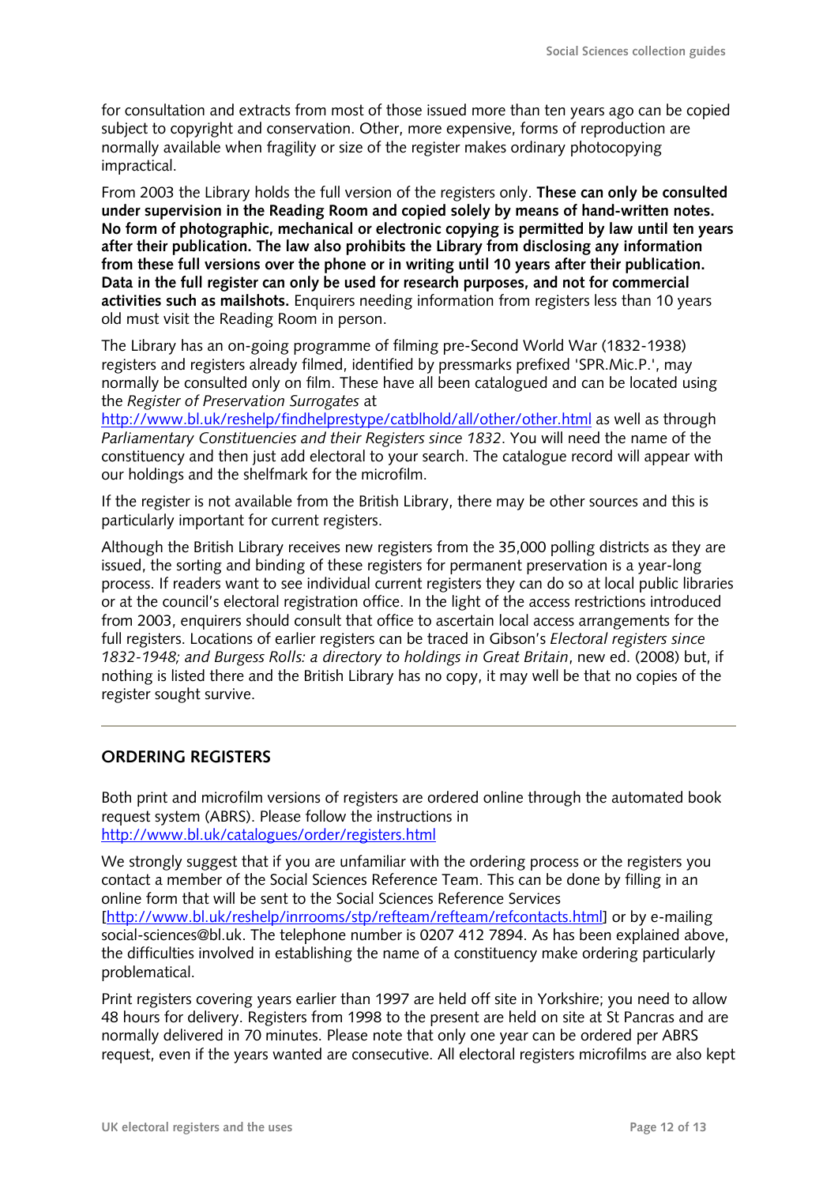for consultation and extracts from most of those issued more than ten years ago can be copied subject to copyright and conservation. Other, more expensive, forms of reproduction are normally available when fragility or size of the register makes ordinary photocopying impractical.

From 2003 the Library holds the full version of the registers only. **These can only be consulted under supervision in the Reading Room and copied solely by means of hand-written notes. No form of photographic, mechanical or electronic copying is permitted by law until ten years after their publication. The law also prohibits the Library from disclosing any information from these full versions over the phone or in writing until 10 years after their publication. Data in the full register can only be used for research purposes, and not for commercial activities such as mailshots.** Enquirers needing information from registers less than 10 years old must visit the Reading Room in person.

The Library has an on-going programme of filming pre-Second World War (1832-1938) registers and registers already filmed, identified by pressmarks prefixed 'SPR.Mic.P.', may normally be consulted only on film. These have all been catalogued and can be located using the *Register of Preservation Surrogates* at http://www.bl.uk/reshelp/findhelprestype/catblhold/all/other/other.html as well as through *Parliamentary Constituencies and their Registers since 1832*. You will need the name of the constituency and then just add electoral to your search. The catalogue record will appear with our holdings and the shelfmark for the microfilm.

If the register is not available from the British Library, there may be other sources and this is particularly important for current registers.

Although the British Library receives new registers from the 35,000 polling districts as they are issued, the sorting and binding of these registers for permanent preservation is a year-long process. If readers want to see individual current registers they can do so at local public libraries or at the council's electoral registration office. In the light of the access restrictions introduced from 2003, enquirers should consult that office to ascertain local access arrangements for the full registers. Locations of earlier registers can be traced in Gibson's *Electoral registers since 1832-1948; and Burgess Rolls: a directory to holdings in Great Britain*, new ed. (2008) but, if nothing is listed there and the British Library has no copy, it may well be that no copies of the register sought survive.

---

## ORDERING REGISTERS

Both print and microfilm versions of registers are ordered online through the automated book request system (ABRS). Please follow the instructions in http://www.bl.uk/catalogues/order/registers.html

We strongly suggest that if you are unfamiliar with the ordering process or the registers you contact a member of the Social Sciences Reference Team. This can be done by filling in an online form that will be sent to the Social Sciences Reference Services [http://www.bl.uk/reshelp/inrrooms/stp/refteam/refteam/refcontacts.html] or by e-mailing social-sciences@bl.uk. The telephone number is 0207 412 7894. As has been explained above, the difficulties involved in establishing the name of a constituency make ordering particularly problematical.

Print registers covering years earlier than 1997 are held off site in Yorkshire; you need to allow 48 hours for delivery. Registers from 1998 to the present are held on site at St Pancras and are normally delivered in 70 minutes. Please note that only one year can be ordered per ABRS request, even if the years wanted are consecutive. All electoral registers microfilms are also kept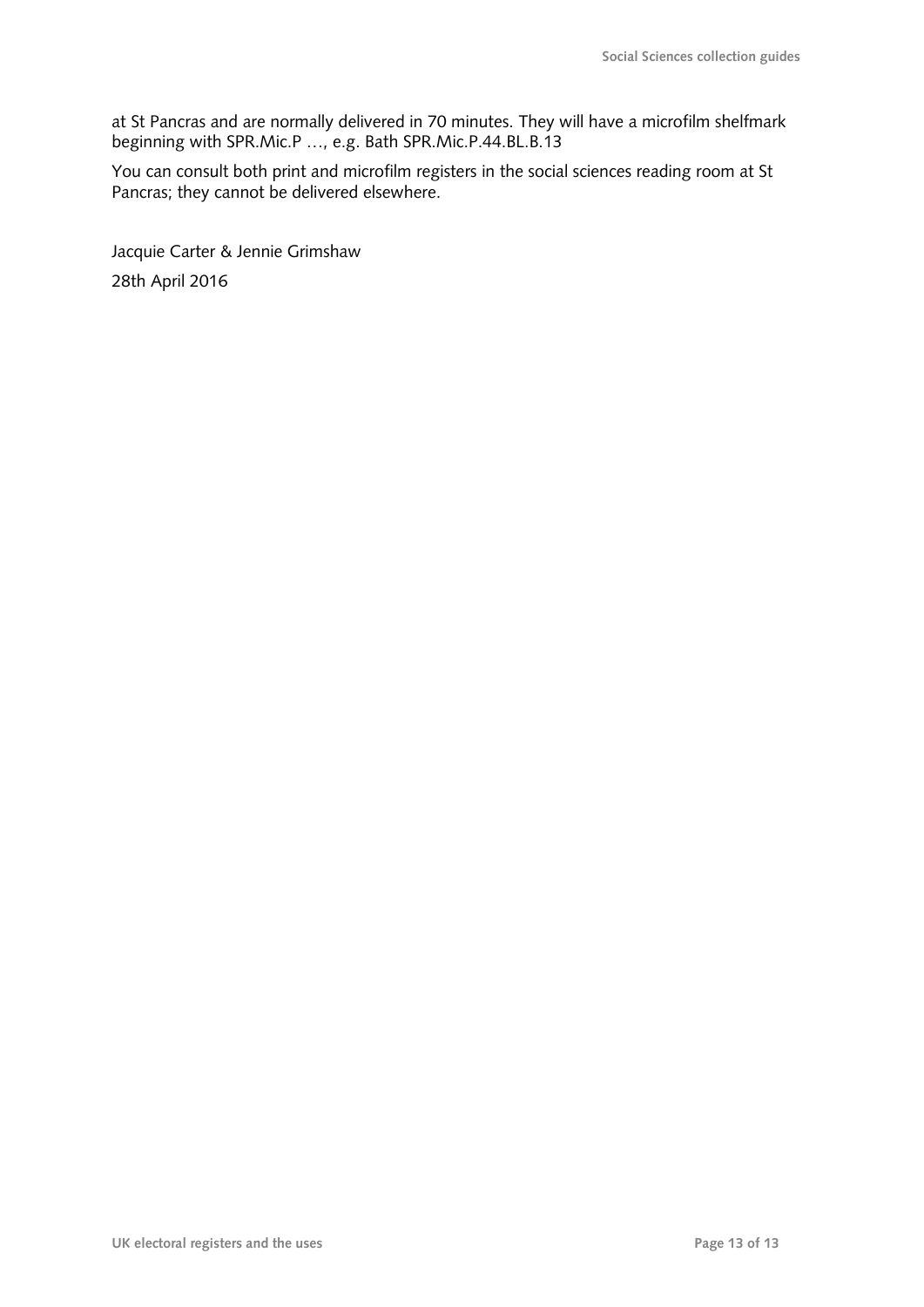at St Pancras and are normally delivered in 70 minutes. They will have a microfilm shelfmark beginning with SPR.Mic.P …, e.g. Bath SPR.Mic.P.44.BL.B.13

You can consult both print and microfilm registers in the social sciences reading room at St Pancras; they cannot be delivered elsewhere.

Jacquie Carter & Jennie Grimshaw

28th April 2016